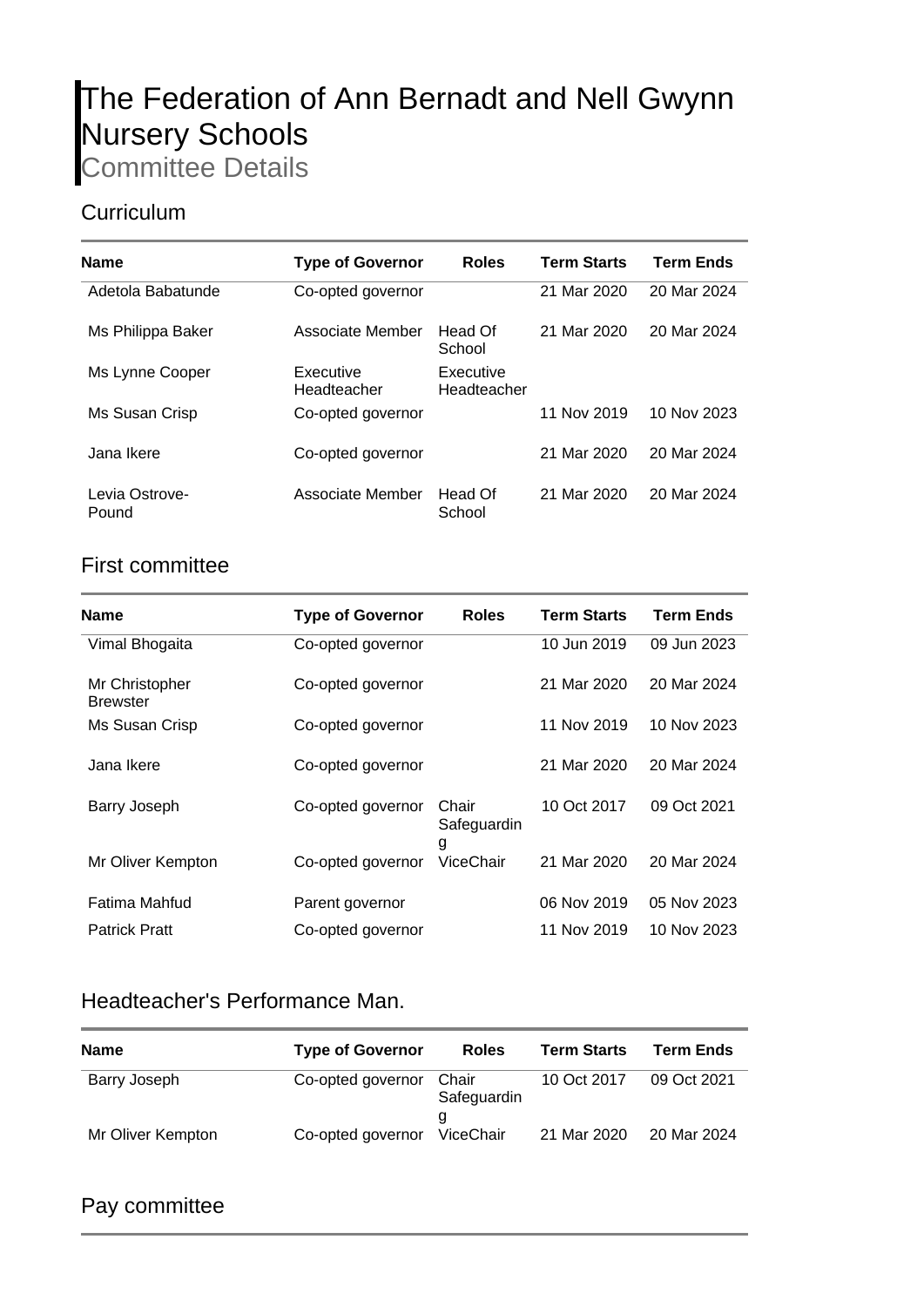# The Federation of Ann Bernadt and Nell Gwynn Nursery Schools

Committee Details

## Curriculum

| Name | Type of Governor | Roles | Term Starts | Term Ends |
|---|---|---|---|---|
| Adetola Babatunde | Co-opted governor | | 21 Mar 2020 | 20 Mar 2024 |
| Ms Philippa Baker | Associate Member | Head Of School | 21 Mar 2020 | 20 Mar 2024 |
| Ms Lynne Cooper | Executive Headteacher | Executive Headteacher | | |
| Ms Susan Crisp | Co-opted governor | | 11 Nov 2019 | 10 Nov 2023 |
| Jana Ikere | Co-opted governor | | 21 Mar 2020 | 20 Mar 2024 |
| Levia Ostrove-Pound | Associate Member | Head Of School | 21 Mar 2020 | 20 Mar 2024 |

## First committee

| Name | Type of Governor | Roles | Term Starts | Term Ends |
|---|---|---|---|---|
| Vimal Bhogaita | Co-opted governor | | 10 Jun 2019 | 09 Jun 2023 |
| Mr Christopher Brewster | Co-opted governor | | 21 Mar 2020 | 20 Mar 2024 |
| Ms Susan Crisp | Co-opted governor | | 11 Nov 2019 | 10 Nov 2023 |
| Jana Ikere | Co-opted governor | | 21 Mar 2020 | 20 Mar 2024 |
| Barry Joseph | Co-opted governor | Chair Safeguarding | 10 Oct 2017 | 09 Oct 2021 |
| Mr Oliver Kempton | Co-opted governor | ViceChair | 21 Mar 2020 | 20 Mar 2024 |
| Fatima Mahfud | Parent governor | | 06 Nov 2019 | 05 Nov 2023 |
| Patrick Pratt | Co-opted governor | | 11 Nov 2019 | 10 Nov 2023 |

## Headteacher's Performance Man.

| Name | Type of Governor | Roles | Term Starts | Term Ends |
|---|---|---|---|---|
| Barry Joseph | Co-opted governor | Chair Safeguarding | 10 Oct 2017 | 09 Oct 2021 |
| Mr Oliver Kempton | Co-opted governor | ViceChair | 21 Mar 2020 | 20 Mar 2024 |

## Pay committee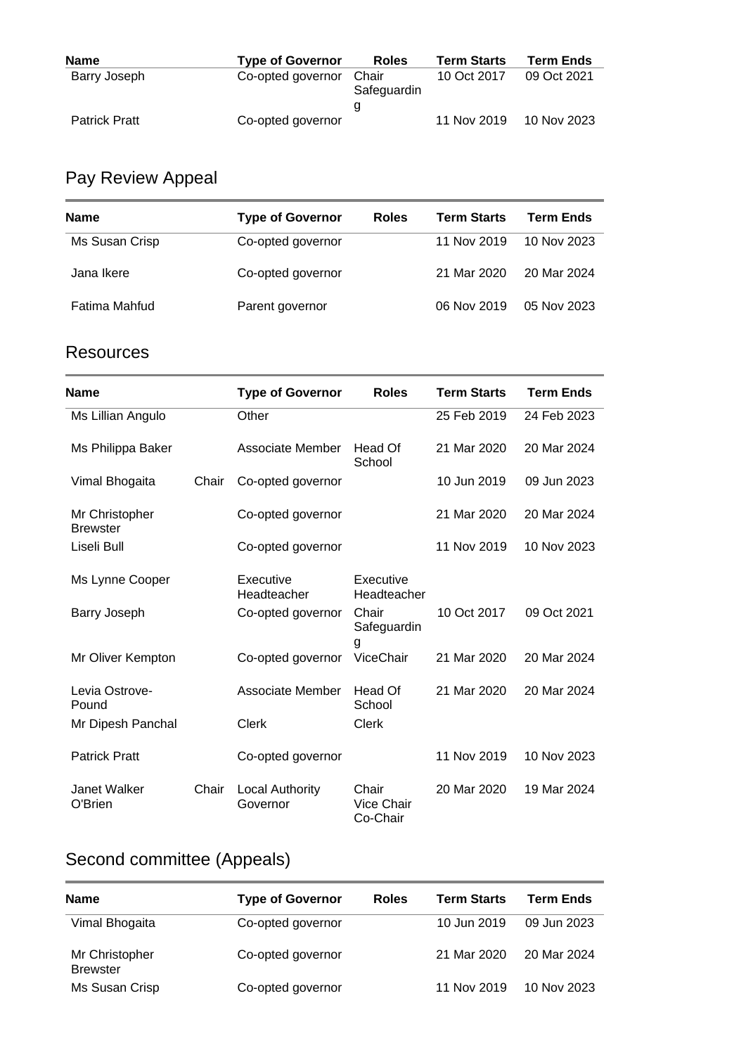| Name | Type of Governor | Roles | Term Starts | Term Ends |
|---|---|---|---|---|
| Barry Joseph | Co-opted governor | Chair Safeguarding | 10 Oct 2017 | 09 Oct 2021 |
| Patrick Pratt | Co-opted governor | | 11 Nov 2019 | 10 Nov 2023 |

## Pay Review Appeal

| Name | Type of Governor | Roles | Term Starts | Term Ends |
|---|---|---|---|---|
| Ms Susan Crisp | Co-opted governor | | 11 Nov 2019 | 10 Nov 2023 |
| Jana Ikere | Co-opted governor | | 21 Mar 2020 | 20 Mar 2024 |
| Fatima Mahfud | Parent governor | | 06 Nov 2019 | 05 Nov 2023 |

## Resources

| Name | | Type of Governor | Roles | Term Starts | Term Ends |
|---|---|---|---|---|---|
| Ms Lillian Angulo | | Other | | 25 Feb 2019 | 24 Feb 2023 |
| Ms Philippa Baker | | Associate Member | Head Of School | 21 Mar 2020 | 20 Mar 2024 |
| Vimal Bhogaita | Chair | Co-opted governor | | 10 Jun 2019 | 09 Jun 2023 |
| Mr Christopher Brewster | | Co-opted governor | | 21 Mar 2020 | 20 Mar 2024 |
| Liseli Bull | | Co-opted governor | | 11 Nov 2019 | 10 Nov 2023 |
| Ms Lynne Cooper | | Executive Headteacher | Executive Headteacher | | |
| Barry Joseph | | Co-opted governor | Chair Safeguarding | 10 Oct 2017 | 09 Oct 2021 |
| Mr Oliver Kempton | | Co-opted governor | ViceChair | 21 Mar 2020 | 20 Mar 2024 |
| Levia Ostrove-Pound | | Associate Member | Head Of School | 21 Mar 2020 | 20 Mar 2024 |
| Mr Dipesh Panchal | | Clerk | Clerk | | |
| Patrick Pratt | | Co-opted governor | | 11 Nov 2019 | 10 Nov 2023 |
| Janet Walker O'Brien | Chair | Local Authority Governor | Chair Vice Chair Co-Chair | 20 Mar 2020 | 19 Mar 2024 |

## Second committee (Appeals)

| Name | Type of Governor | Roles | Term Starts | Term Ends |
|---|---|---|---|---|
| Vimal Bhogaita | Co-opted governor | | 10 Jun 2019 | 09 Jun 2023 |
| Mr Christopher Brewster | Co-opted governor | | 21 Mar 2020 | 20 Mar 2024 |
| Ms Susan Crisp | Co-opted governor | | 11 Nov 2019 | 10 Nov 2023 |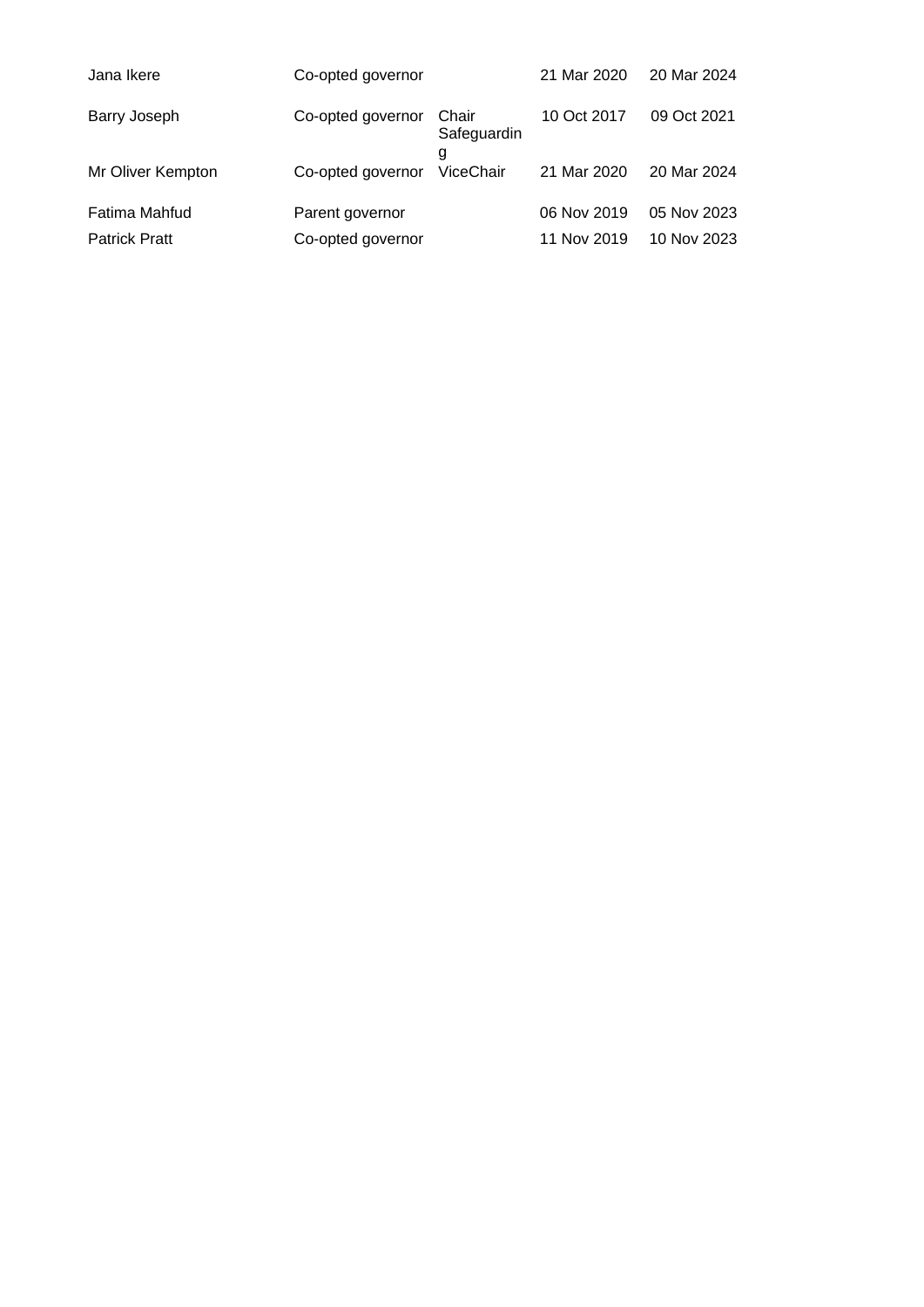| | | | | |
|---|---|---|---|---|
| Jana Ikere | Co-opted governor | | 21 Mar 2020 | 20 Mar 2024 |
| Barry Joseph | Co-opted governor | Chair Safeguarding | 10 Oct 2017 | 09 Oct 2021 |
| Mr Oliver Kempton | Co-opted governor | ViceChair | 21 Mar 2020 | 20 Mar 2024 |
| Fatima Mahfud | Parent governor | | 06 Nov 2019 | 05 Nov 2023 |
| Patrick Pratt | Co-opted governor | | 11 Nov 2019 | 10 Nov 2023 |